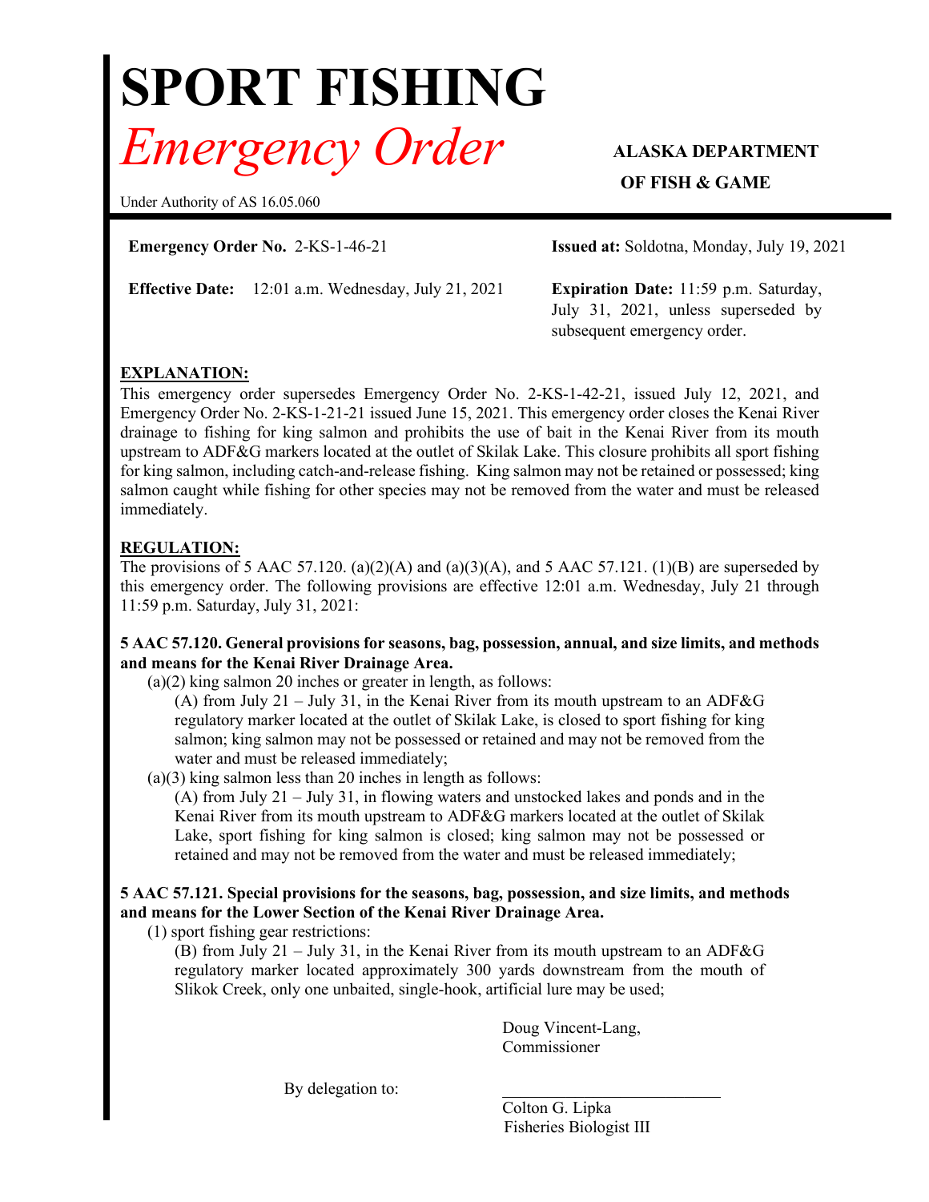# SPORT FISHING

## *Emergency Order*

**ALASKA DEPARTMENT OF FISH & GAME**

Under Authority of AS 16.05.060

**Emergency Order No.** 2-KS-1-46-21

**Issued at:** Soldotna, Monday, July 19, 2021

**Effective Date:** 12:01 a.m. Wednesday, July 21, 2021

**Expiration Date:** 11:59 p.m. Saturday, July 31, 2021, unless superseded by subsequent emergency order.

**EXPLANATION:**

This emergency order supersedes Emergency Order No. 2-KS-1-42-21, issued July 12, 2021, and Emergency Order No. 2-KS-1-21-21 issued June 15, 2021. This emergency order closes the Kenai River drainage to fishing for king salmon and prohibits the use of bait in the Kenai River from its mouth upstream to ADF&G markers located at the outlet of Skilak Lake. This closure prohibits all sport fishing for king salmon, including catch-and-release fishing. King salmon may not be retained or possessed; king salmon caught while fishing for other species may not be removed from the water and must be released immediately.

**REGULATION:**

The provisions of 5 AAC 57.120. (a)(2)(A) and (a)(3)(A), and 5 AAC 57.121. (1)(B) are superseded by this emergency order. The following provisions are effective 12:01 a.m. Wednesday, July 21 through 11:59 p.m. Saturday, July 31, 2021:

**5 AAC 57.120. General provisions for seasons, bag, possession, annual, and size limits, and methods and means for the Kenai River Drainage Area.**

(a)(2) king salmon 20 inches or greater in length, as follows:

(A) from July 21 – July 31, in the Kenai River from its mouth upstream to an ADF&G regulatory marker located at the outlet of Skilak Lake, is closed to sport fishing for king salmon; king salmon may not be possessed or retained and may not be removed from the water and must be released immediately;

(a)(3) king salmon less than 20 inches in length as follows:

(A) from July 21 – July 31, in flowing waters and unstocked lakes and ponds and in the Kenai River from its mouth upstream to ADF&G markers located at the outlet of Skilak Lake, sport fishing for king salmon is closed; king salmon may not be possessed or retained and may not be removed from the water and must be released immediately;

**5 AAC 57.121. Special provisions for the seasons, bag, possession, and size limits, and methods and means for the Lower Section of the Kenai River Drainage Area.**

(1) sport fishing gear restrictions:

(B) from July 21 – July 31, in the Kenai River from its mouth upstream to an ADF&G regulatory marker located approximately 300 yards downstream from the mouth of Slikok Creek, only one unbaited, single-hook, artificial lure may be used;

Doug Vincent-Lang,
Commissioner

By delegation to:

\_\_\_\_\_\_\_\_\_\_\_\_\_\_\_\_\_\_\_\_\_\_\_\_\_\_

Colton G. Lipka
Fisheries Biologist III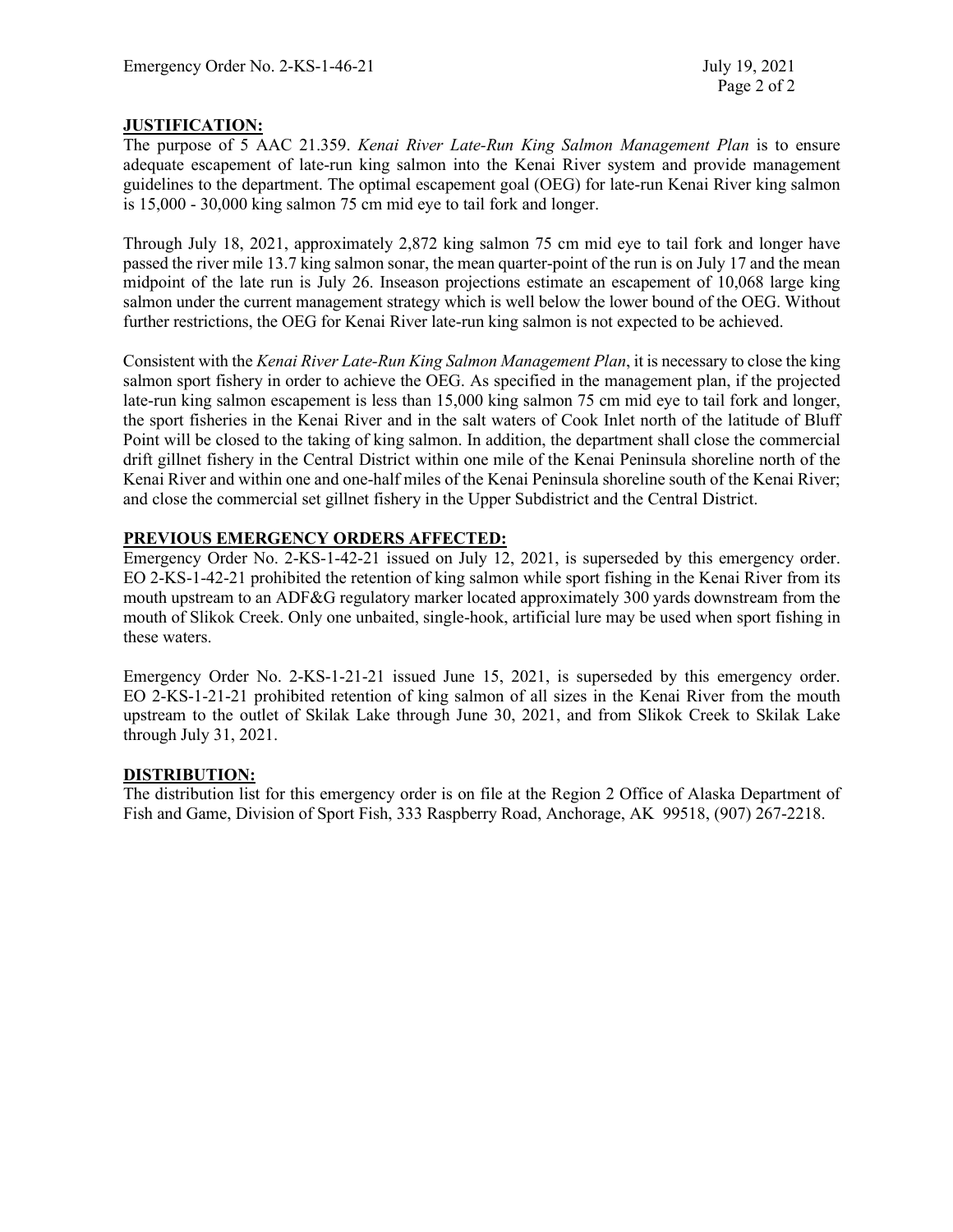## JUSTIFICATION:

The purpose of 5 AAC 21.359. *Kenai River Late-Run King Salmon Management Plan* is to ensure adequate escapement of late-run king salmon into the Kenai River system and provide management guidelines to the department. The optimal escapement goal (OEG) for late-run Kenai River king salmon is 15,000 - 30,000 king salmon 75 cm mid eye to tail fork and longer.

Through July 18, 2021, approximately 2,872 king salmon 75 cm mid eye to tail fork and longer have passed the river mile 13.7 king salmon sonar, the mean quarter-point of the run is on July 17 and the mean midpoint of the late run is July 26. Inseason projections estimate an escapement of 10,068 large king salmon under the current management strategy which is well below the lower bound of the OEG. Without further restrictions, the OEG for Kenai River late-run king salmon is not expected to be achieved.

Consistent with the *Kenai River Late-Run King Salmon Management Plan*, it is necessary to close the king salmon sport fishery in order to achieve the OEG. As specified in the management plan, if the projected late-run king salmon escapement is less than 15,000 king salmon 75 cm mid eye to tail fork and longer, the sport fisheries in the Kenai River and in the salt waters of Cook Inlet north of the latitude of Bluff Point will be closed to the taking of king salmon. In addition, the department shall close the commercial drift gillnet fishery in the Central District within one mile of the Kenai Peninsula shoreline north of the Kenai River and within one and one-half miles of the Kenai Peninsula shoreline south of the Kenai River; and close the commercial set gillnet fishery in the Upper Subdistrict and the Central District.

## PREVIOUS EMERGENCY ORDERS AFFECTED:

Emergency Order No. 2-KS-1-42-21 issued on July 12, 2021, is superseded by this emergency order. EO 2-KS-1-42-21 prohibited the retention of king salmon while sport fishing in the Kenai River from its mouth upstream to an ADF&G regulatory marker located approximately 300 yards downstream from the mouth of Slikok Creek. Only one unbaited, single-hook, artificial lure may be used when sport fishing in these waters.

Emergency Order No. 2-KS-1-21-21 issued June 15, 2021, is superseded by this emergency order. EO 2-KS-1-21-21 prohibited retention of king salmon of all sizes in the Kenai River from the mouth upstream to the outlet of Skilak Lake through June 30, 2021, and from Slikok Creek to Skilak Lake through July 31, 2021.

## DISTRIBUTION:

The distribution list for this emergency order is on file at the Region 2 Office of Alaska Department of Fish and Game, Division of Sport Fish, 333 Raspberry Road, Anchorage, AK 99518, (907) 267-2218.